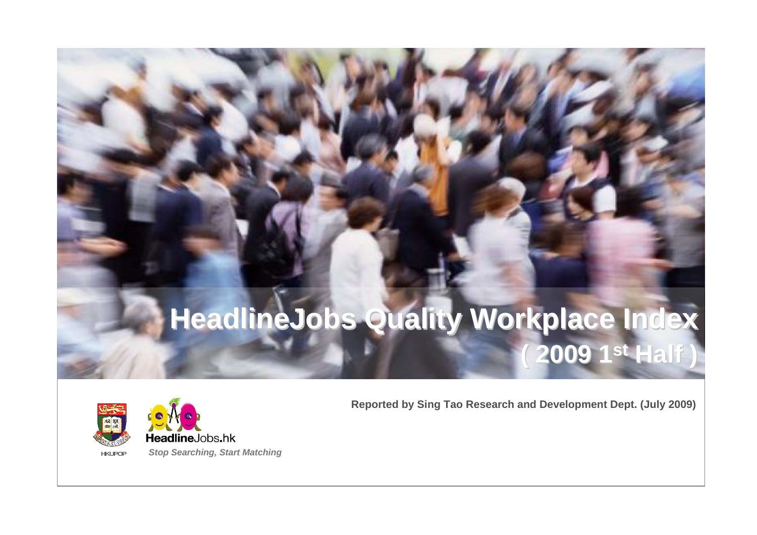# HeadlineJobs Quality Workplace Index
## ( 2009 1st Half )

Reported by Sing Tao Research and Development Dept. (July 2009)

HKUPOP

HeadlineJobs.hk

*Stop Searching, Start Matching*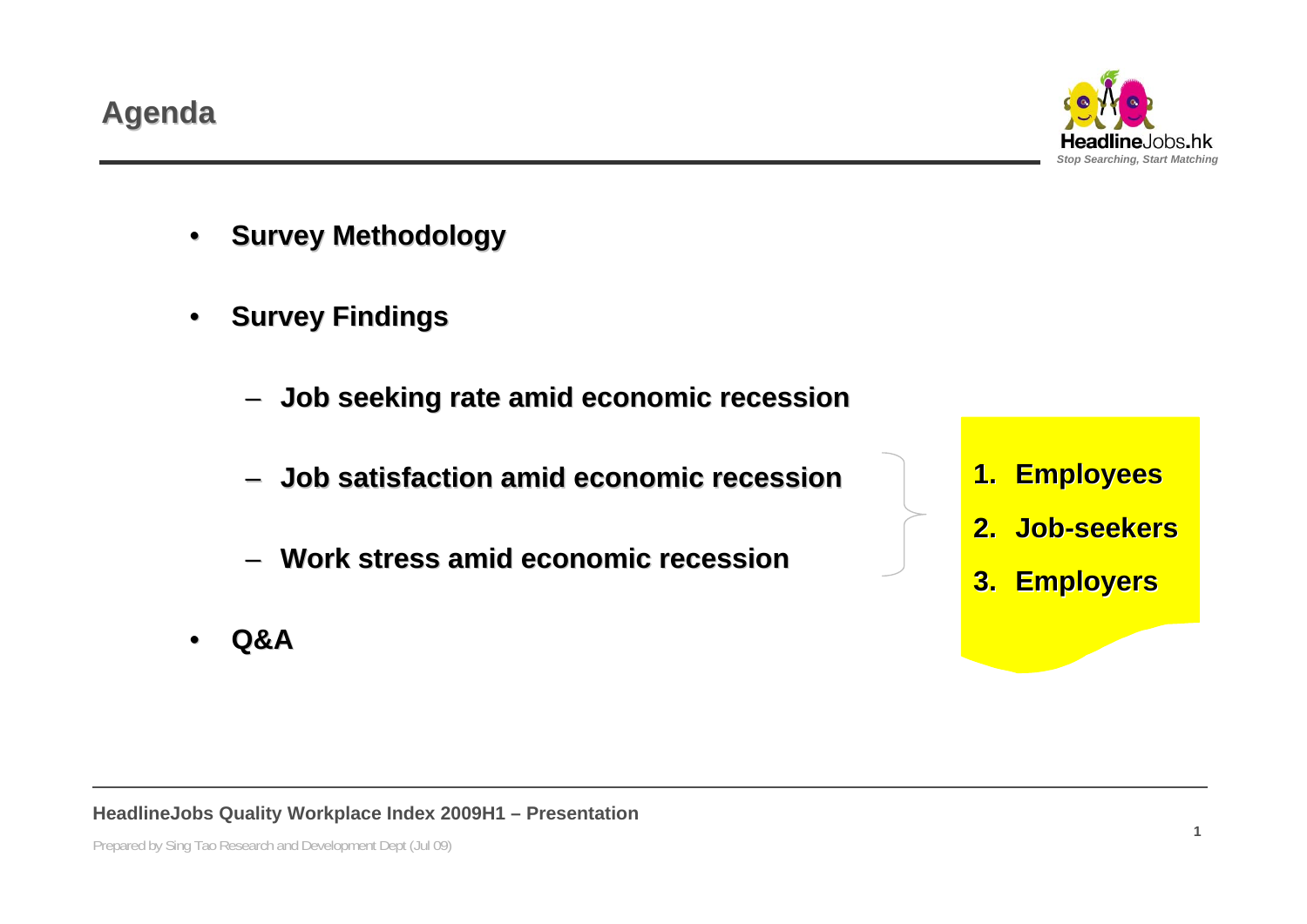# Agenda

- **Survey Methodology**
- **Survey Findings**
  - **Job seeking rate amid economic recession**
  - **Job satisfaction amid economic recession**
  - **Work stress amid economic recession**
- **Q&A**

1. **Employees**
2. **Job-seekers**
3. **Employers**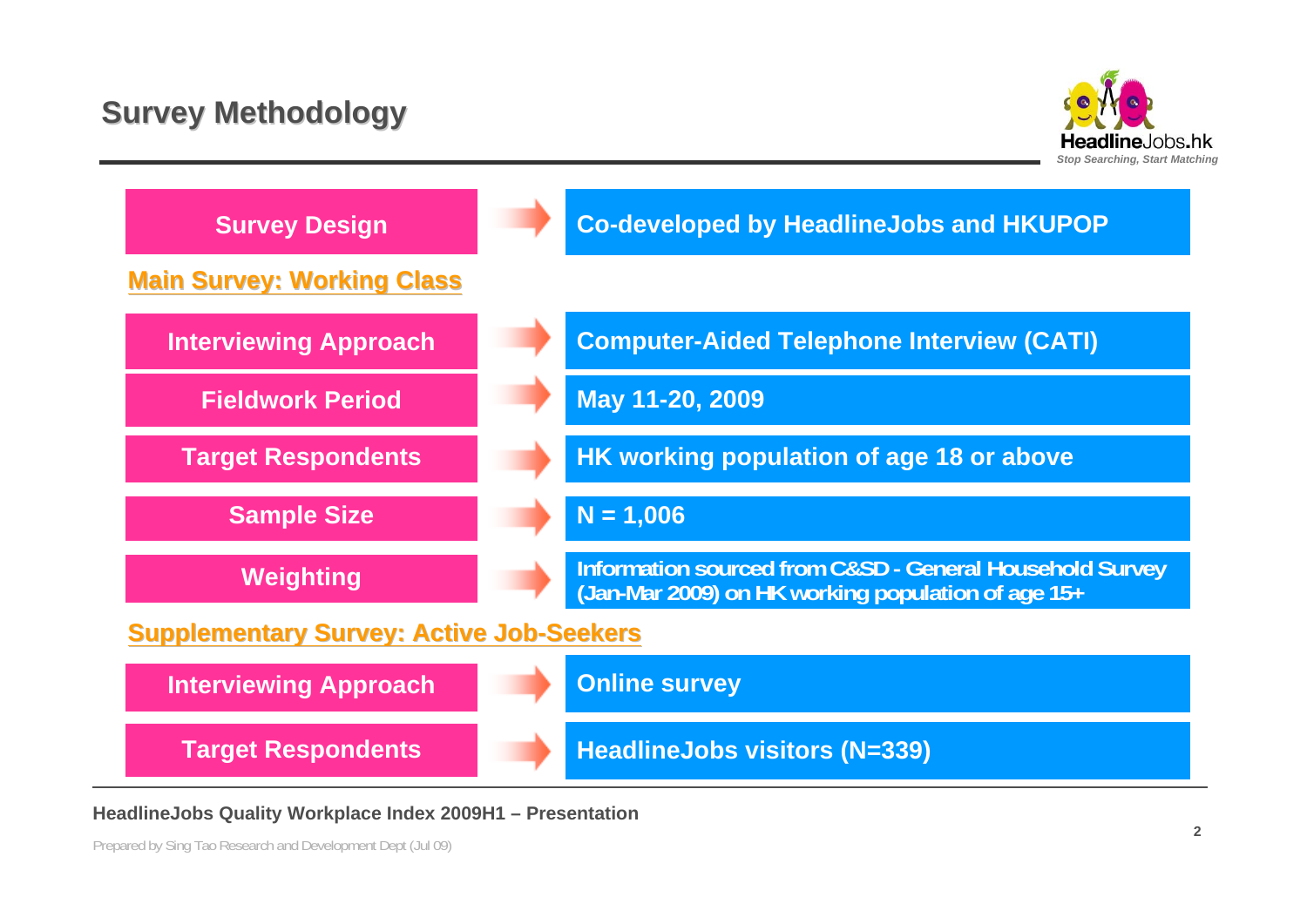# Survey Methodology

| | |
|---|---|
| **Survey Design** | **Co-developed by HeadlineJobs and HKUPOP** |

### Main Survey: Working Class

| | |
|---|---|
| **Interviewing Approach** | **Computer-Aided Telephone Interview (CATI)** |
| **Fieldwork Period** | **May 11-20, 2009** |
| **Target Respondents** | **HK working population of age 18 or above** |
| **Sample Size** | **N = 1,006** |
| **Weighting** | **Information sourced from C&SD - General Household Survey (Jan-Mar 2009) on HK working population of age 15+** |

### Supplementary Survey: Active Job-Seekers

| | |
|---|---|
| **Interviewing Approach** | **Online survey** |
| **Target Respondents** | **HeadlineJobs visitors (N=339)** |

**HeadlineJobs Quality Workplace Index 2009H1 – Presentation**

Prepared by Sing Tao Research and Development Dept (Jul 09)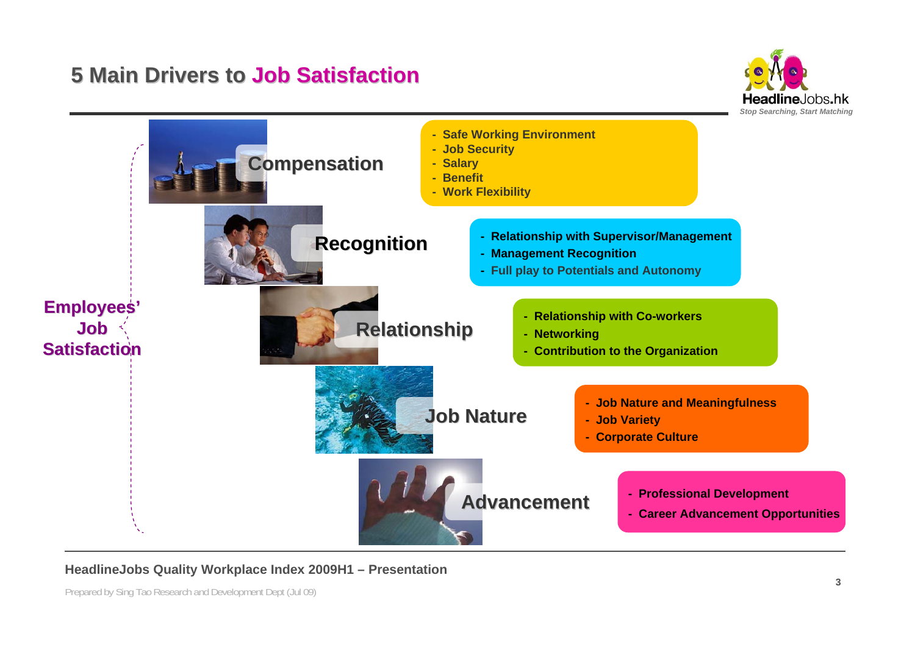# 5 Main Drivers to Job Satisfaction

**Employees' Job Satisfaction**

## Compensation

- Safe Working Environment
- Job Security
- Salary
- Benefit
- Work Flexibility

## Recognition

- Relationship with Supervisor/Management
- Management Recognition
- Full play to Potentials and Autonomy

## Relationship

- Relationship with Co-workers
- Networking
- Contribution to the Organization

## Job Nature

- Job Nature and Meaningfulness
- Job Variety
- Corporate Culture

## Advancement

- Professional Development
- Career Advancement Opportunities

**HeadlineJobs Quality Workplace Index 2009H1 – Presentation**

Prepared by Sing Tao Research and Development Dept (Jul 09)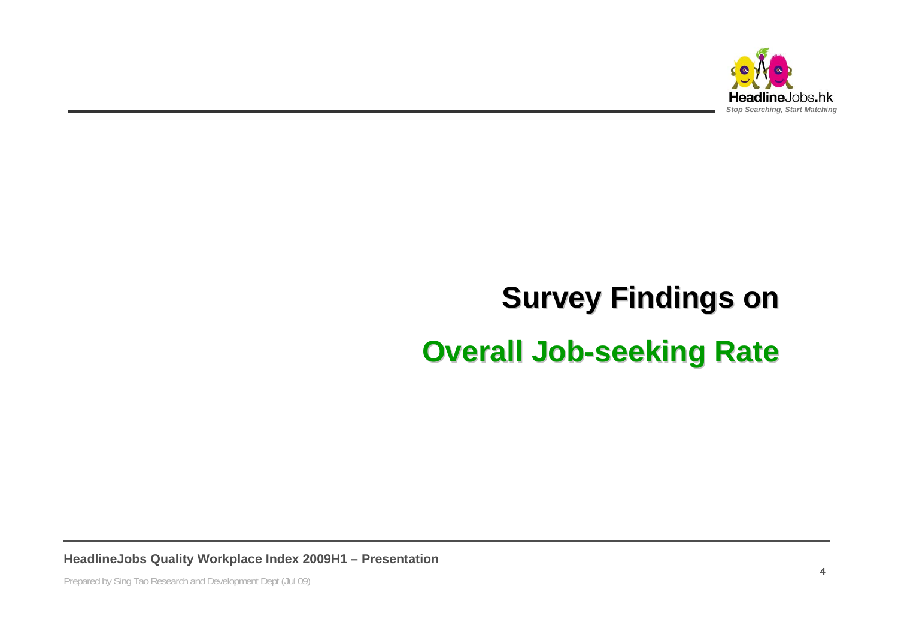# Survey Findings on

# Overall Job-seeking Rate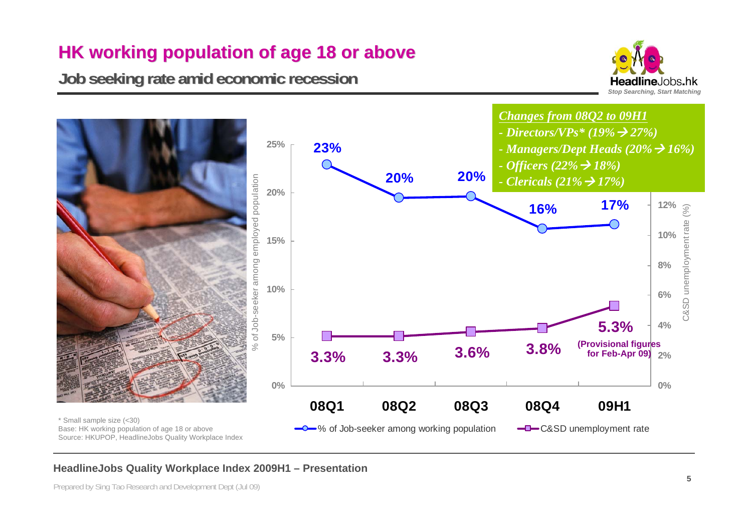# HK working population of age 18 or above

## Job seeking rate amid economic recession

*Changes from 08Q2 to 09H1*

- *Directors/VPs* (19% → 27%)*
- *Managers/Dept Heads (20% → 16%)*
- *Officers (22% → 18%)*
- *Clericals (21% → 17%)*

| | 08Q1 | 08Q2 | 08Q3 | 08Q4 | 09H1 |
|---|---|---|---|---|---|
| % of Job-seeker among working population | 23% | 20% | 20% | 16% | 17% |
| C&SD unemployment rate | 3.3% | 3.3% | 3.6% | 3.8% | 5.3% (Provisional figures for Feb-Apr 09) |

\* Small sample size (<30)

Base: HK working population of age 18 or above

Source: HKUPOP, HeadlineJobs Quality Workplace Index

HeadlineJobs Quality Workplace Index 2009H1 – Presentation

Prepared by Sing Tao Research and Development Dept (Jul 09)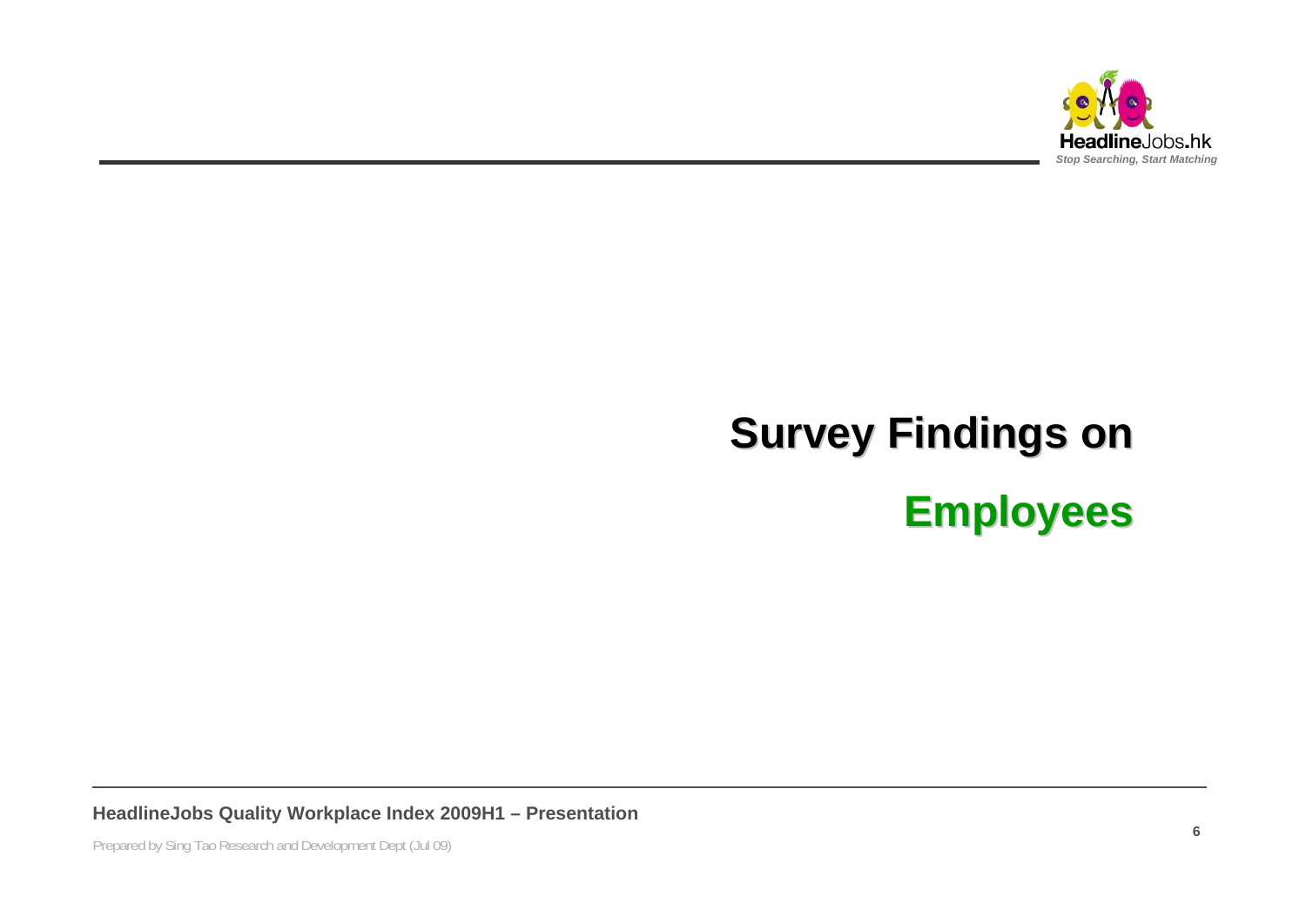# Survey Findings on

# Employees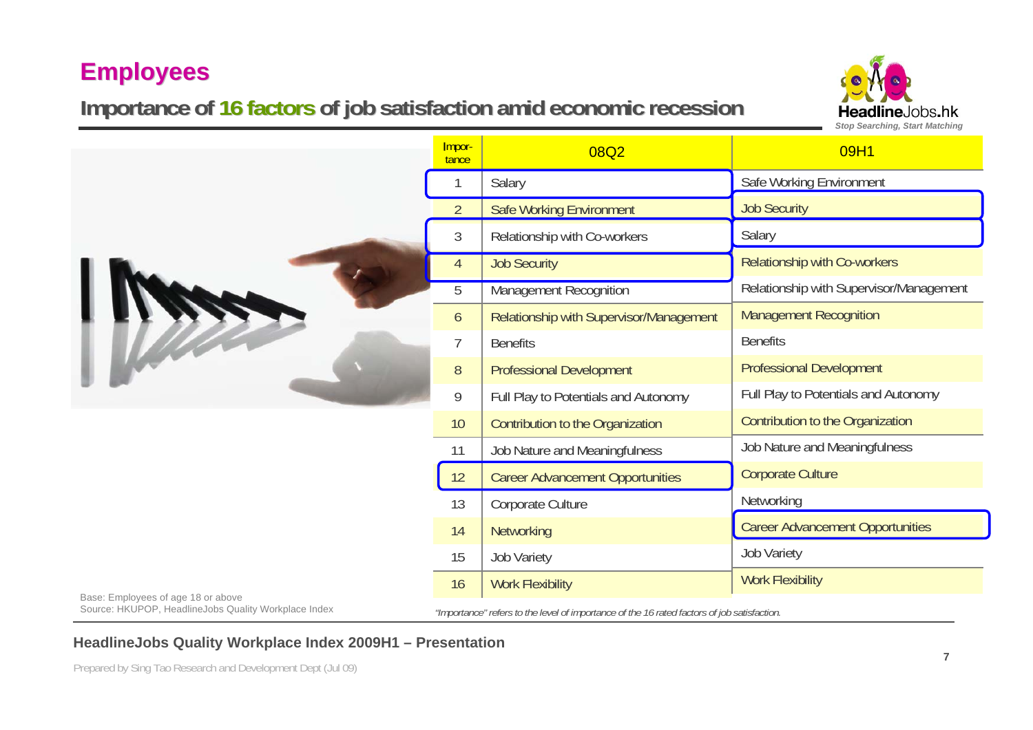# Employees

## Importance of 16 factors of job satisfaction amid economic recession

| Importance | 08Q2 | 09H1 |
|---|---|---|
| 1 | Salary | Safe Working Environment |
| 2 | Safe Working Environment | Job Security |
| 3 | Relationship with Co-workers | Salary |
| 4 | Job Security | Relationship with Co-workers |
| 5 | Management Recognition | Relationship with Supervisor/Management |
| 6 | Relationship with Supervisor/Management | Management Recognition |
| 7 | Benefits | Benefits |
| 8 | Professional Development | Professional Development |
| 9 | Full Play to Potentials and Autonomy | Full Play to Potentials and Autonomy |
| 10 | Contribution to the Organization | Contribution to the Organization |
| 11 | Job Nature and Meaningfulness | Job Nature and Meaningfulness |
| 12 | Career Advancement Opportunities | Corporate Culture |
| 13 | Corporate Culture | Networking |
| 14 | Networking | Career Advancement Opportunities |
| 15 | Job Variety | Job Variety |
| 16 | Work Flexibility | Work Flexibility |

Base: Employees of age 18 or above
Source: HKUPOP, HeadlineJobs Quality Workplace Index

*"Importance" refers to the level of importance of the 16 rated factors of job satisfaction.*

**HeadlineJobs Quality Workplace Index 2009H1 – Presentation**

Prepared by Sing Tao Research and Development Dept (Jul 09)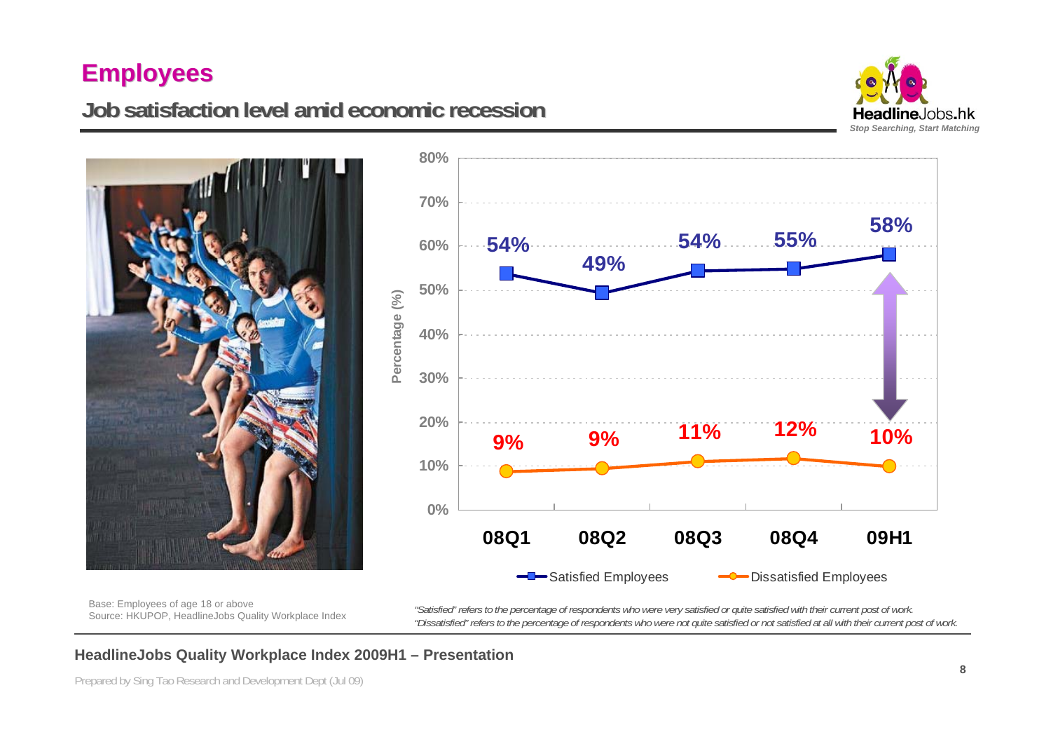# Employees

## Job satisfaction level amid economic recession

| | 08Q1 | 08Q2 | 08Q3 | 08Q4 | 09H1 |
|---|---|---|---|---|---|
| Satisfied Employees | 54% | 49% | 54% | 55% | 58% |
| Dissatisfied Employees | 9% | 9% | 11% | 12% | 10% |

Base: Employees of age 18 or above
Source: HKUPOP, HeadlineJobs Quality Workplace Index

*"Satisfied" refers to the percentage of respondents who were very satisfied or quite satisfied with their current post of work.*
*"Dissatisfied" refers to the percentage of respondents who were not quite satisfied or not satisfied at all with their current post of work.*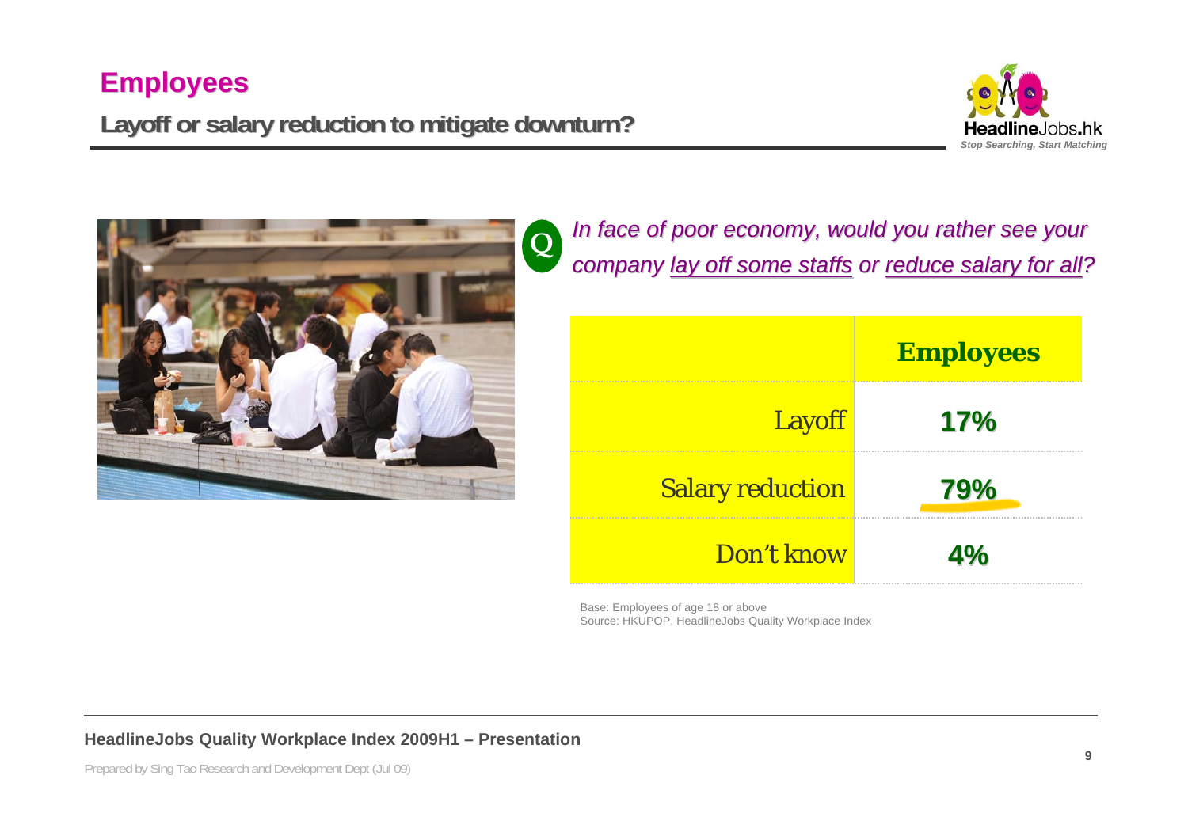# Employees

## Layoff or salary reduction to mitigate downturn?

**Q** *In face of poor economy, would you rather see your company lay off some staffs or reduce salary for all?*

| | Employees |
|---|---|
| Layoff | 17% |
| Salary reduction | 79% |
| Don't know | 4% |

Base: Employees of age 18 or above
Source: HKUPOP, HeadlineJobs Quality Workplace Index

**HeadlineJobs Quality Workplace Index 2009H1 – Presentation**

Prepared by Sing Tao Research and Development Dept (Jul 09)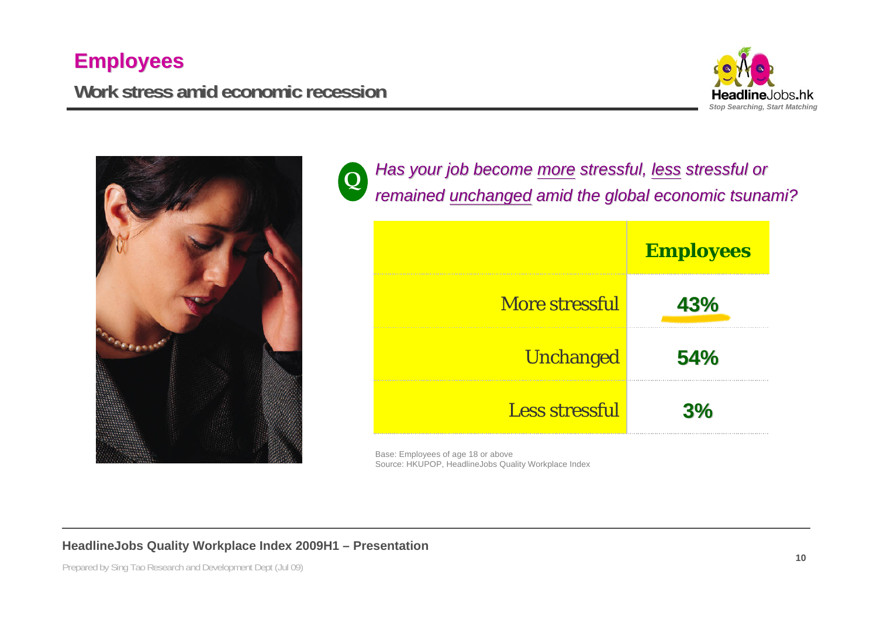# Employees

## Work stress amid economic recession

**Q** *Has your job become more stressful, less stressful or remained unchanged amid the global economic tsunami?*

| | Employees |
|---|---|
| More stressful | 43% |
| Unchanged | 54% |
| Less stressful | 3% |

Base: Employees of age 18 or above
Source: HKUPOP, HeadlineJobs Quality Workplace Index

**HeadlineJobs Quality Workplace Index 2009H1 – Presentation**

Prepared by Sing Tao Research and Development Dept (Jul 09)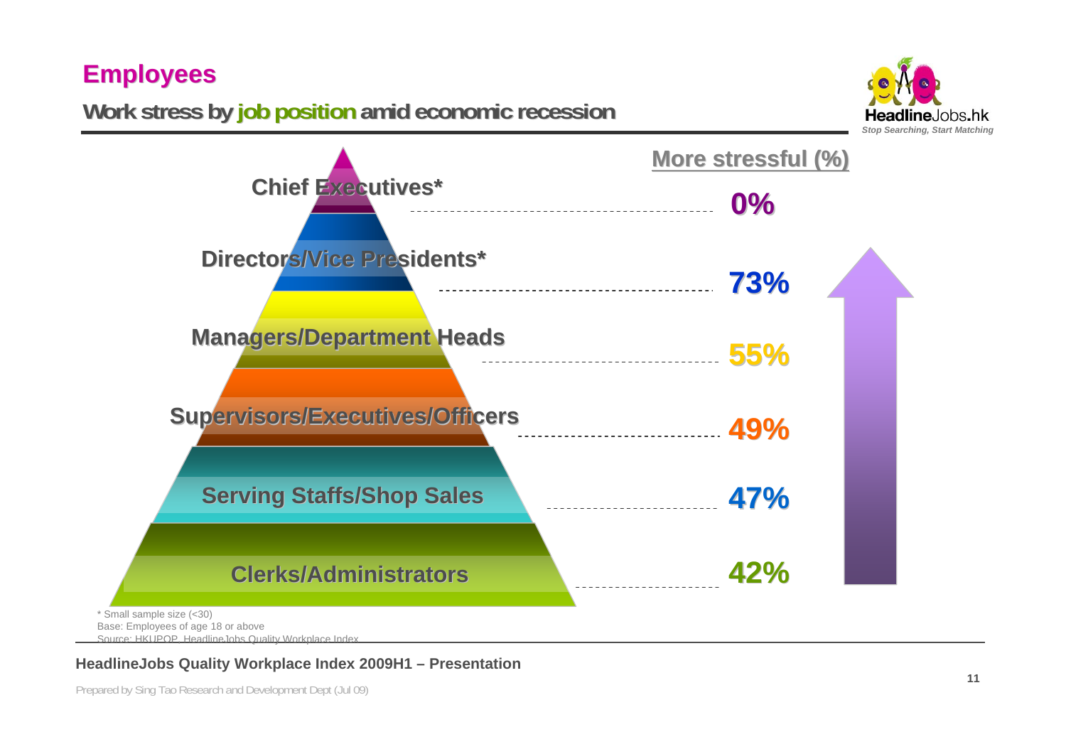# Employees

## Work stress by job position amid economic recession

HeadlineJobs.hk
*Stop Searching, Start Matching*

| Job position | More stressful (%) |
| --- | --- |
| Chief Executives* | 0% |
| Directors/Vice Presidents* | 73% |
| Managers/Department Heads | 55% |
| Supervisors/Executives/Officers | 49% |
| Serving Staffs/Shop Sales | 47% |
| Clerks/Administrators | 42% |

\* Small sample size (<30)
Base: Employees of age 18 or above
Source: HKUPOP, HeadlineJobs Quality Workplace Index

**HeadlineJobs Quality Workplace Index 2009H1 – Presentation**

Prepared by Sing Tao Research and Development Dept (Jul 09)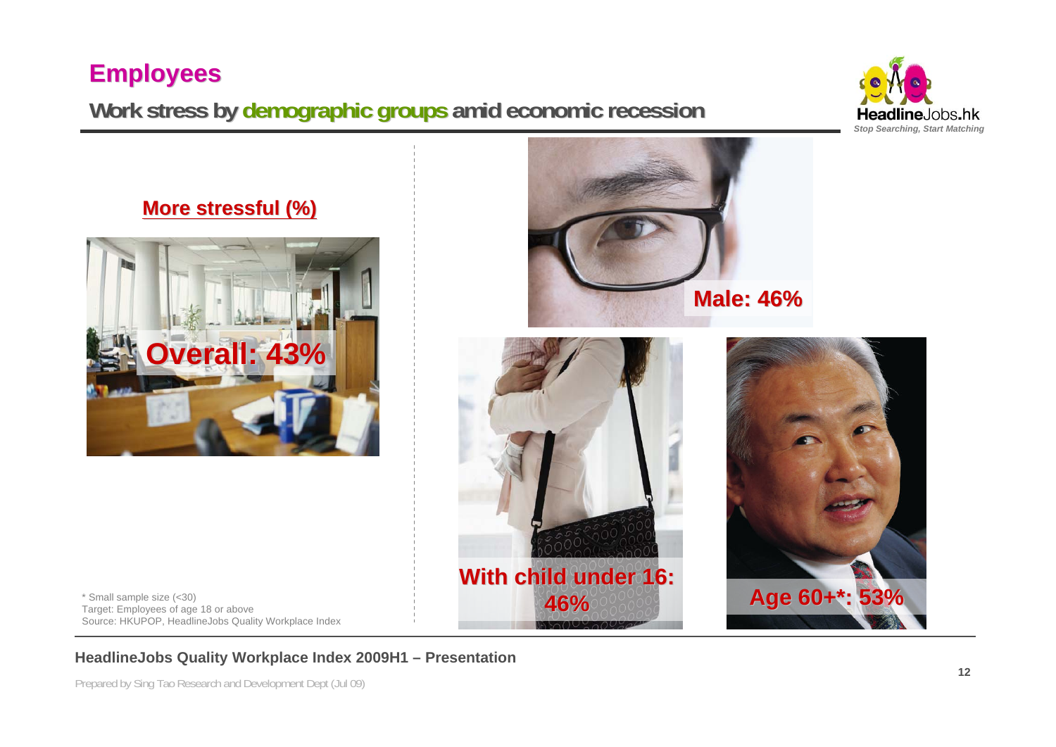# Employees

## Work stress by demographic groups amid economic recession

**More stressful (%)**

**Overall: 43%**

**Male: 46%**

**With child under 16: 46%**

**Age 60+*: 53%**

\* Small sample size (<30)
Target: Employees of age 18 or above
Source: HKUPOP, HeadlineJobs Quality Workplace Index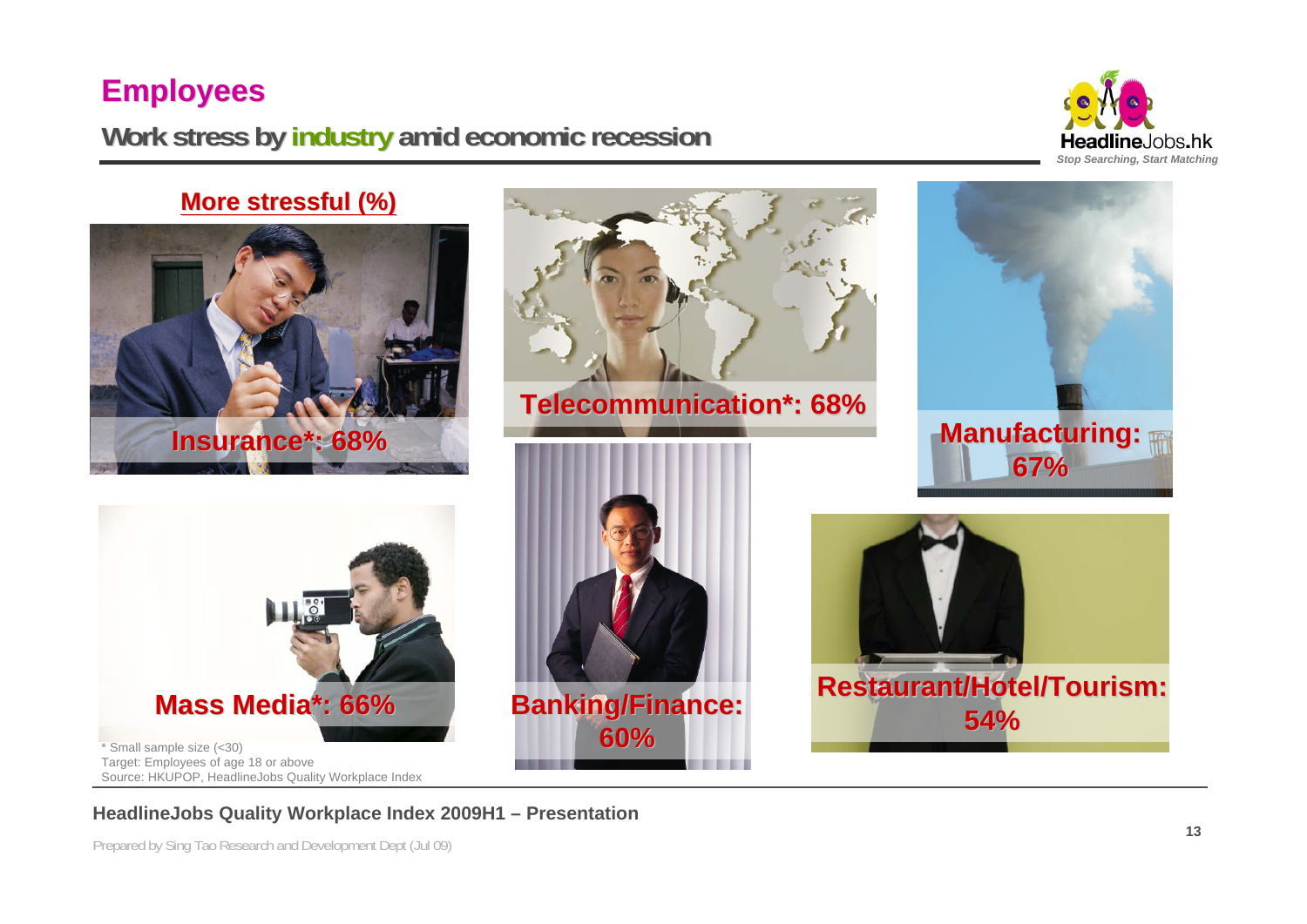# Employees

## Work stress by industry amid economic recession

**More stressful (%)**

**Insurance*: 68%**

**Telecommunication*: 68%**

**Manufacturing: 67%**

**Mass Media*: 66%**

**Banking/Finance: 60%**

**Restaurant/Hotel/Tourism: 54%**

\* Small sample size (<30)
Target: Employees of age 18 or above
Source: HKUPOP, HeadlineJobs Quality Workplace Index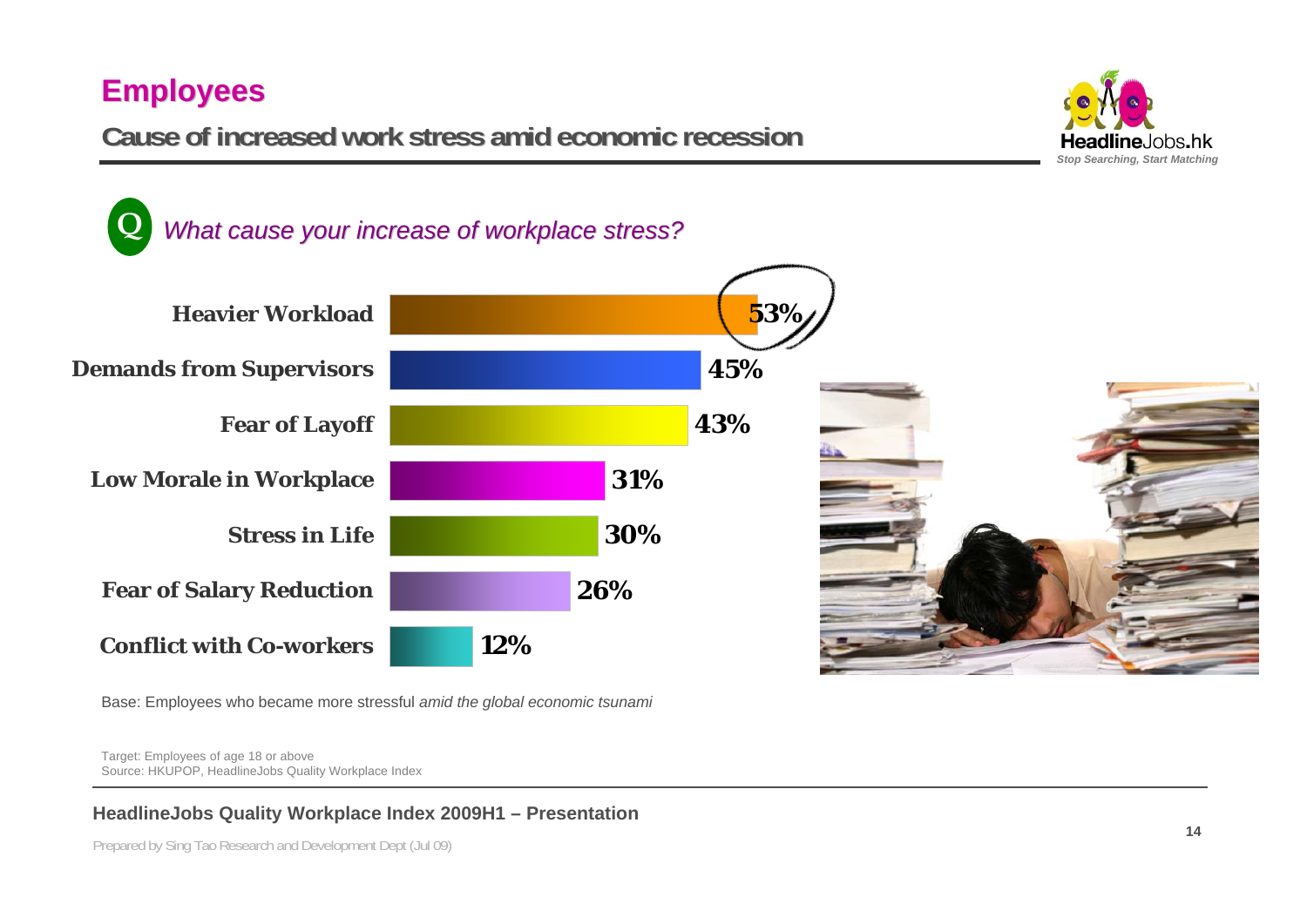# Employees

## Cause of increased work stress amid economic recession

**Q** *What cause your increase of workplace stress?*

| Cause | % |
|---|---|
| Heavier Workload | 53% |
| Demands from Supervisors | 45% |
| Fear of Layoff | 43% |
| Low Morale in Workplace | 31% |
| Stress in Life | 30% |
| Fear of Salary Reduction | 26% |
| Conflict with Co-workers | 12% |

Base: Employees who became more stressful *amid the global economic tsunami*

Target: Employees of age 18 or above
Source: HKUPOP, HeadlineJobs Quality Workplace Index

**HeadlineJobs Quality Workplace Index 2009H1 – Presentation**

Prepared by Sing Tao Research and Development Dept (Jul 09)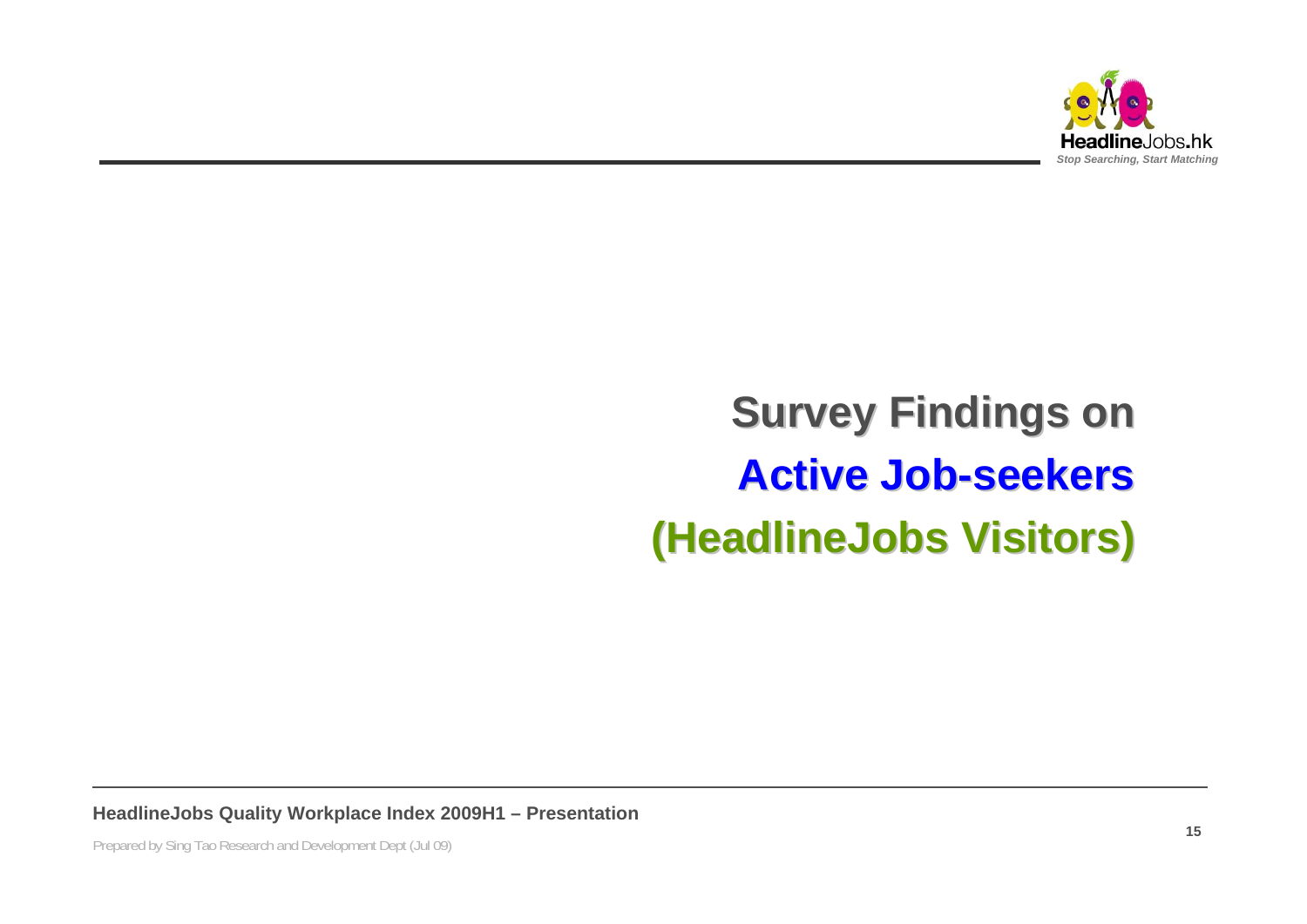# Survey Findings on Active Job-seekers (HeadlineJobs Visitors)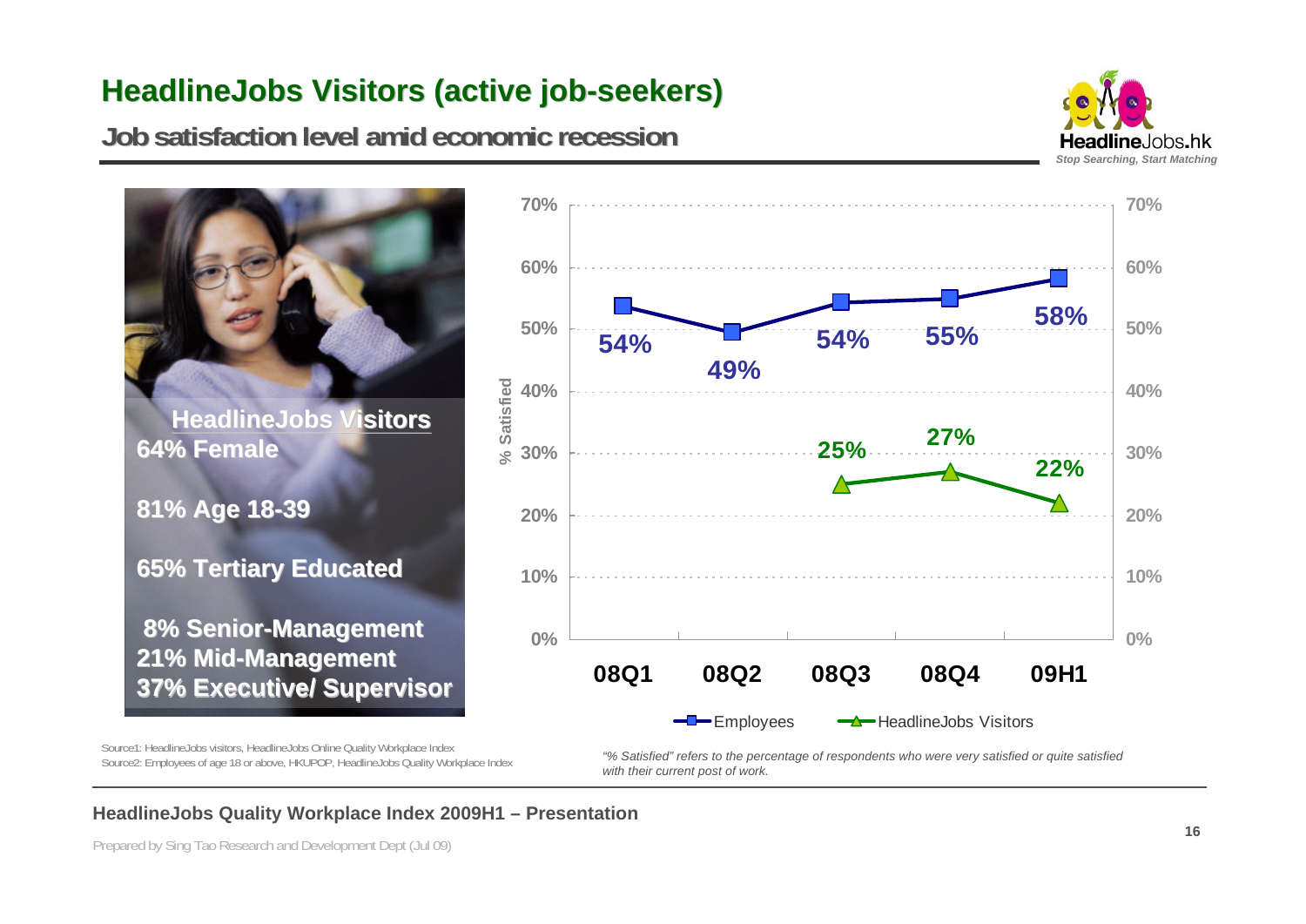# HeadlineJobs Visitors (active job-seekers)

## Job satisfaction level amid economic recession

**HeadlineJobs Visitors**

**64% Female**

**81% Age 18-39**

**65% Tertiary Educated**

**8% Senior-Management**
**21% Mid-Management**
**37% Executive/ Supervisor**

| % Satisfied | 08Q1 | 08Q2 | 08Q3 | 08Q4 | 09H1 |
|---|---|---|---|---|---|
| Employees | 54% | 49% | 54% | 55% | 58% |
| HeadlineJobs Visitors | | | 25% | 27% | 22% |

Source1: HeadlineJobs visitors, HeadlineJobs Online Quality Workplace Index
Source2: Employees of age 18 or above, HKUPOP, HeadlineJobs Quality Workplace Index

*"% Satisfied" refers to the percentage of respondents who were very satisfied or quite satisfied with their current post of work.*

**HeadlineJobs Quality Workplace Index 2009H1 – Presentation**

Prepared by Sing Tao Research and Development Dept (Jul 09)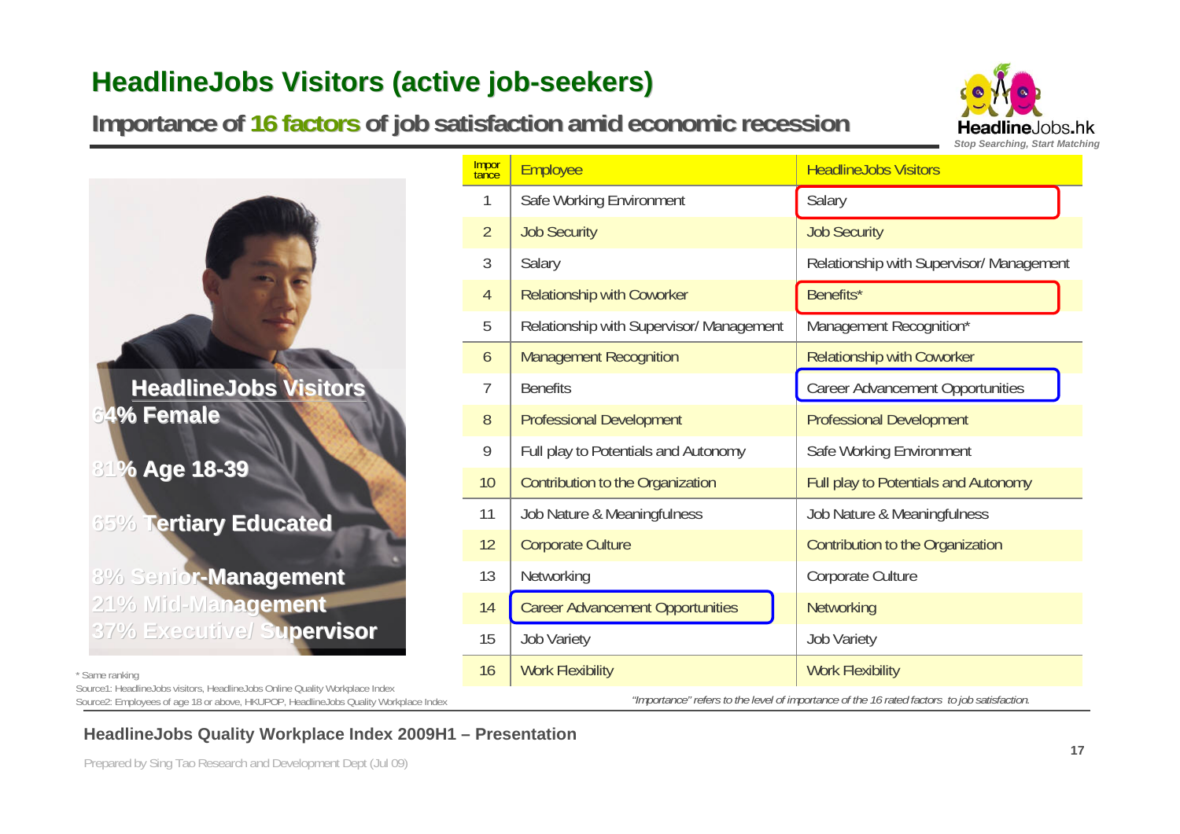# HeadlineJobs Visitors (active job-seekers)

## Importance of 16 factors of job satisfaction amid economic recession

**HeadlineJobs Visitors**
**64% Female**

**81% Age 18-39**

**65% Tertiary Educated**

**8% Senior-Management**
**21% Mid-Management**
**37% Executive/ Supervisor**

| Importance | Employee | HeadlineJobs Visitors |
|---|---|---|
| 1 | Safe Working Environment | Salary |
| 2 | Job Security | Job Security |
| 3 | Salary | Relationship with Supervisor/ Management |
| 4 | Relationship with Coworker | Benefits* |
| 5 | Relationship with Supervisor/ Management | Management Recognition* |
| 6 | Management Recognition | Relationship with Coworker |
| 7 | Benefits | Career Advancement Opportunities |
| 8 | Professional Development | Professional Development |
| 9 | Full play to Potentials and Autonomy | Safe Working Environment |
| 10 | Contribution to the Organization | Full play to Potentials and Autonomy |
| 11 | Job Nature & Meaningfulness | Job Nature & Meaningfulness |
| 12 | Corporate Culture | Contribution to the Organization |
| 13 | Networking | Corporate Culture |
| 14 | Career Advancement Opportunities | Networking |
| 15 | Job Variety | Job Variety |
| 16 | Work Flexibility | Work Flexibility |

* Same ranking

Source1: HeadlineJobs visitors, HeadlineJobs Online Quality Workplace Index

Source2: Employees of age 18 or above, HKUPOP, HeadlineJobs Quality Workplace Index

*"Importance" refers to the level of importance of the 16 rated factors to job satisfaction.*

**HeadlineJobs Quality Workplace Index 2009H1 – Presentation**

Prepared by Sing Tao Research and Development Dept (Jul 09)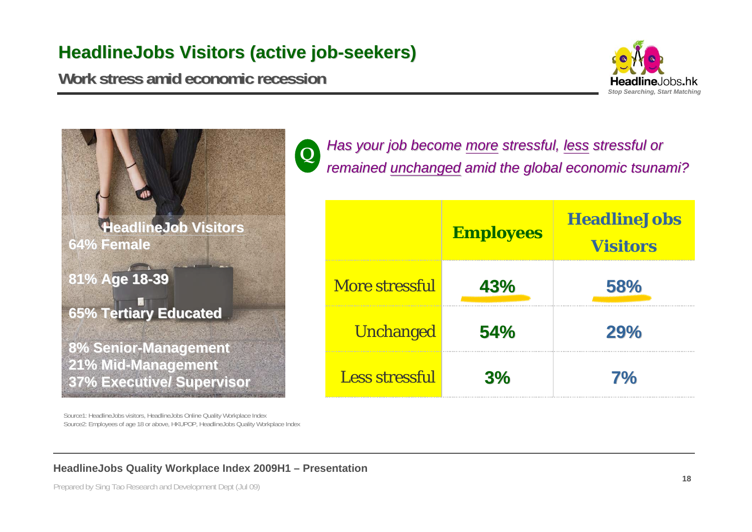# HeadlineJobs Visitors (active job-seekers)

## Work stress amid economic recession

**HeadlineJob Visitors**
**64% Female**

**81% Age 18-39**

**65% Tertiary Educated**

**8% Senior-Management**
**21% Mid-Management**
**37% Executive/ Supervisor**

*Has your job become more stressful, less stressful or remained unchanged amid the global economic tsunami?*

| | Employees | HeadlineJobs Visitors |
|---|---|---|
| More stressful | 43% | 58% |
| Unchanged | 54% | 29% |
| Less stressful | 3% | 7% |

Source1: HeadlineJobs visitors, HeadlineJobs Online Quality Workplace Index
Source2: Employees of age 18 or above, HKUPOP, HeadlineJobs Quality Workplace Index

**HeadlineJobs Quality Workplace Index 2009H1 – Presentation**

Prepared by Sing Tao Research and Development Dept (Jul 09)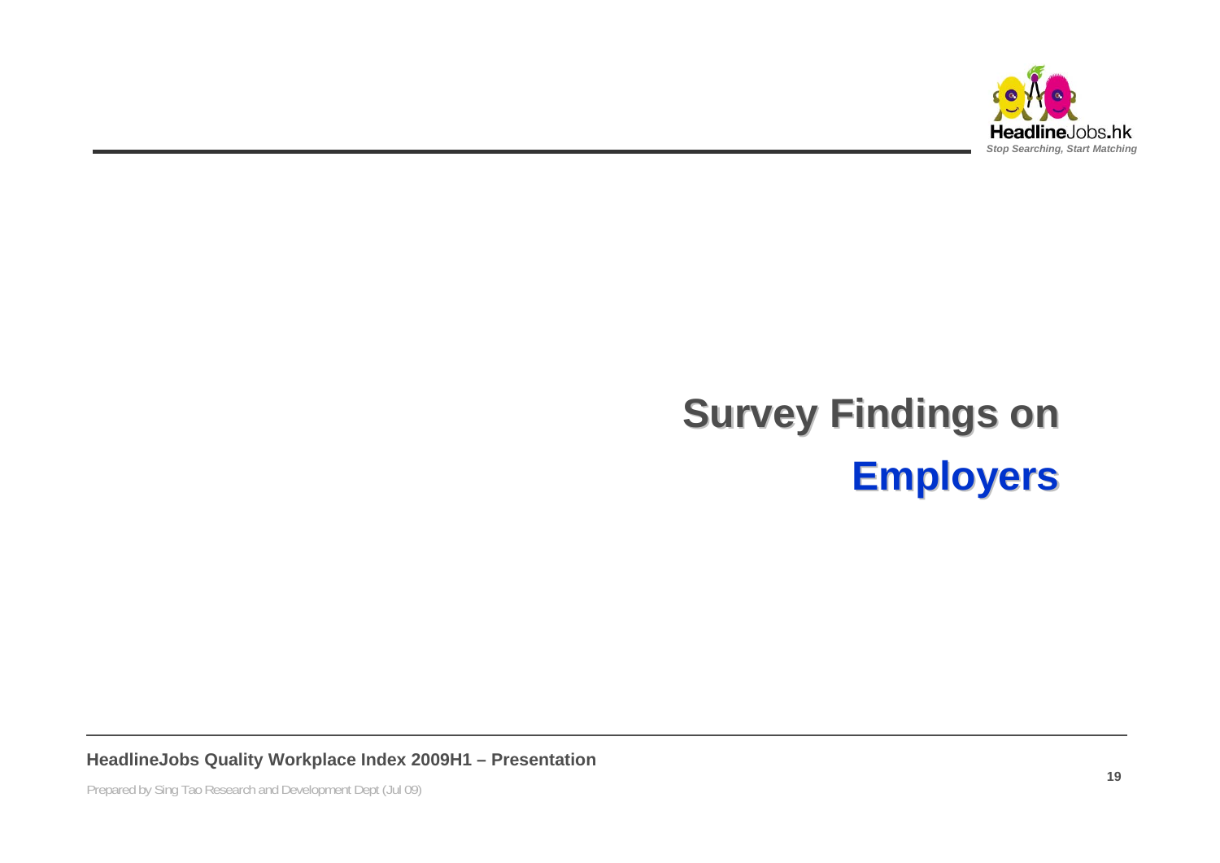# Survey Findings on Employers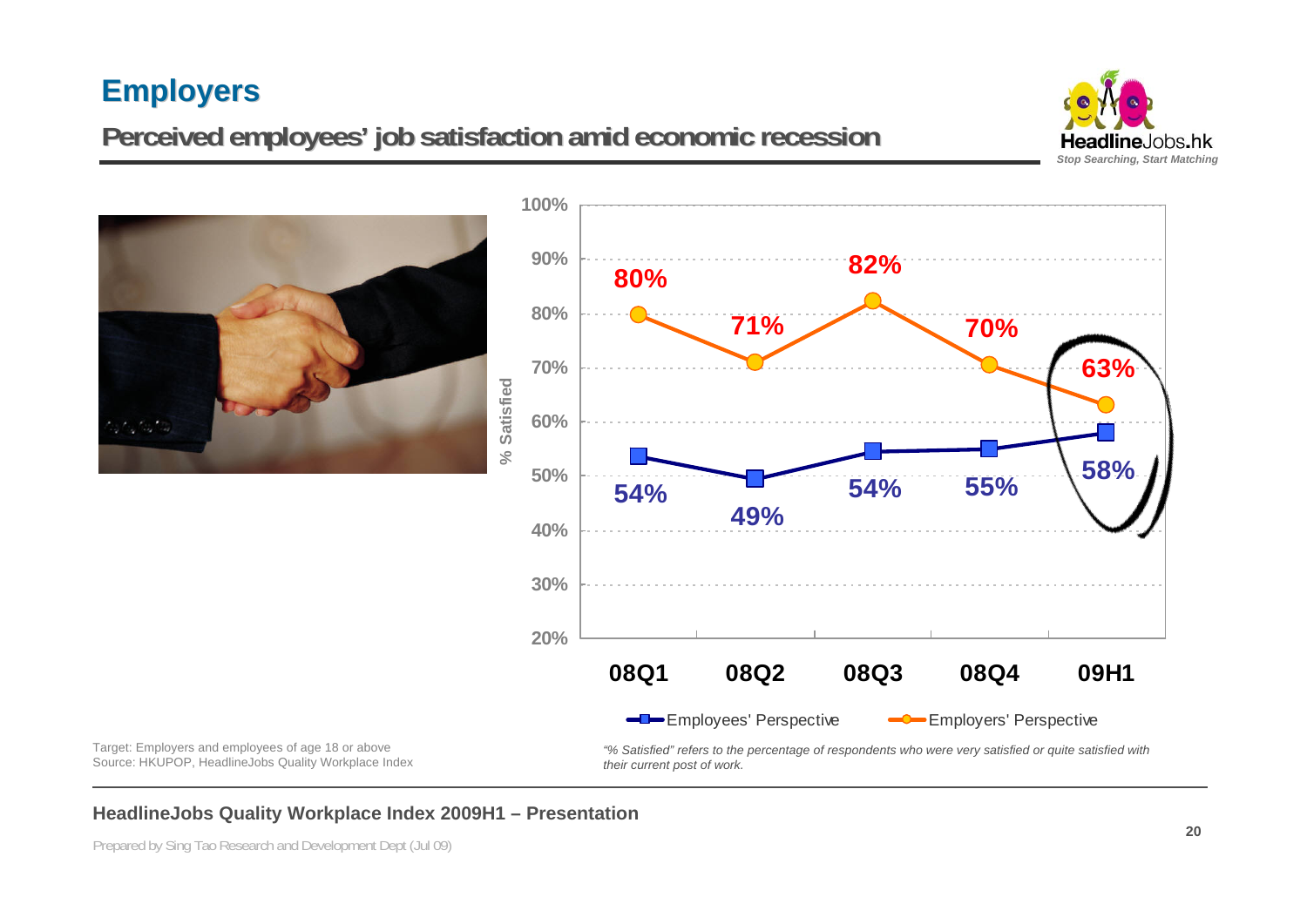# Employers

## Perceived employees' job satisfaction amid economic recession

| | 08Q1 | 08Q2 | 08Q3 | 08Q4 | 09H1 |
|---|---|---|---|---|---|
| Employees' Perspective | 54% | 49% | 54% | 55% | 58% |
| Employers' Perspective | 80% | 71% | 82% | 70% | 63% |

Target: Employers and employees of age 18 or above
Source: HKUPOP, HeadlineJobs Quality Workplace Index

*"% Satisfied" refers to the percentage of respondents who were very satisfied or quite satisfied with their current post of work.*

**HeadlineJobs Quality Workplace Index 2009H1 – Presentation**

Prepared by Sing Tao Research and Development Dept (Jul 09)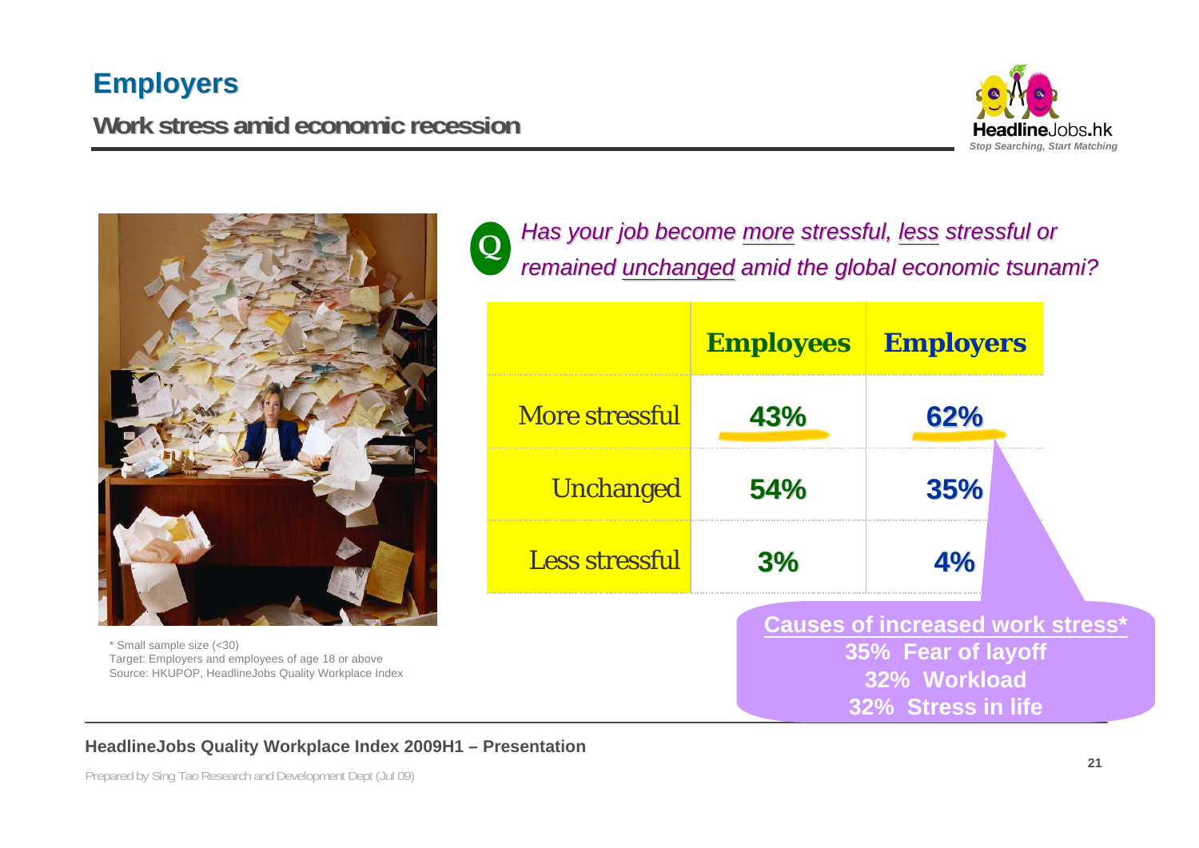# Employers

## Work stress amid economic recession

**Q** *Has your job become more stressful, less stressful or remained unchanged amid the global economic tsunami?*

| | Employees | Employers |
|---|---|---|
| More stressful | 43% | 62% |
| Unchanged | 54% | 35% |
| Less stressful | 3% | 4% |

**Causes of increased work stress***

**35% Fear of layoff**

**32% Workload**

**32% Stress in life**

* Small sample size (<30)

Target: Employers and employees of age 18 or above

Source: HKUPOP, HeadlineJobs Quality Workplace Index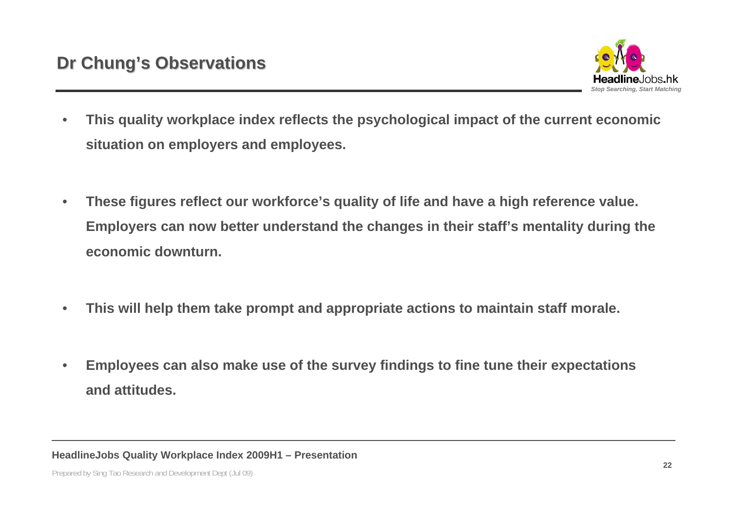## Dr Chung's Observations

- **This quality workplace index reflects the psychological impact of the current economic situation on employers and employees.**
- **These figures reflect our workforce's quality of life and have a high reference value. Employers can now better understand the changes in their staff's mentality during the economic downturn.**
- **This will help them take prompt and appropriate actions to maintain staff morale.**
- **Employees can also make use of the survey findings to fine tune their expectations and attitudes.**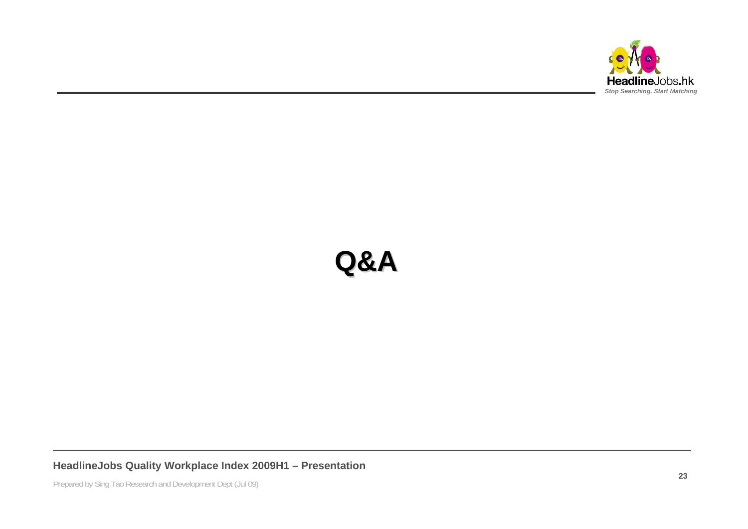# Q&A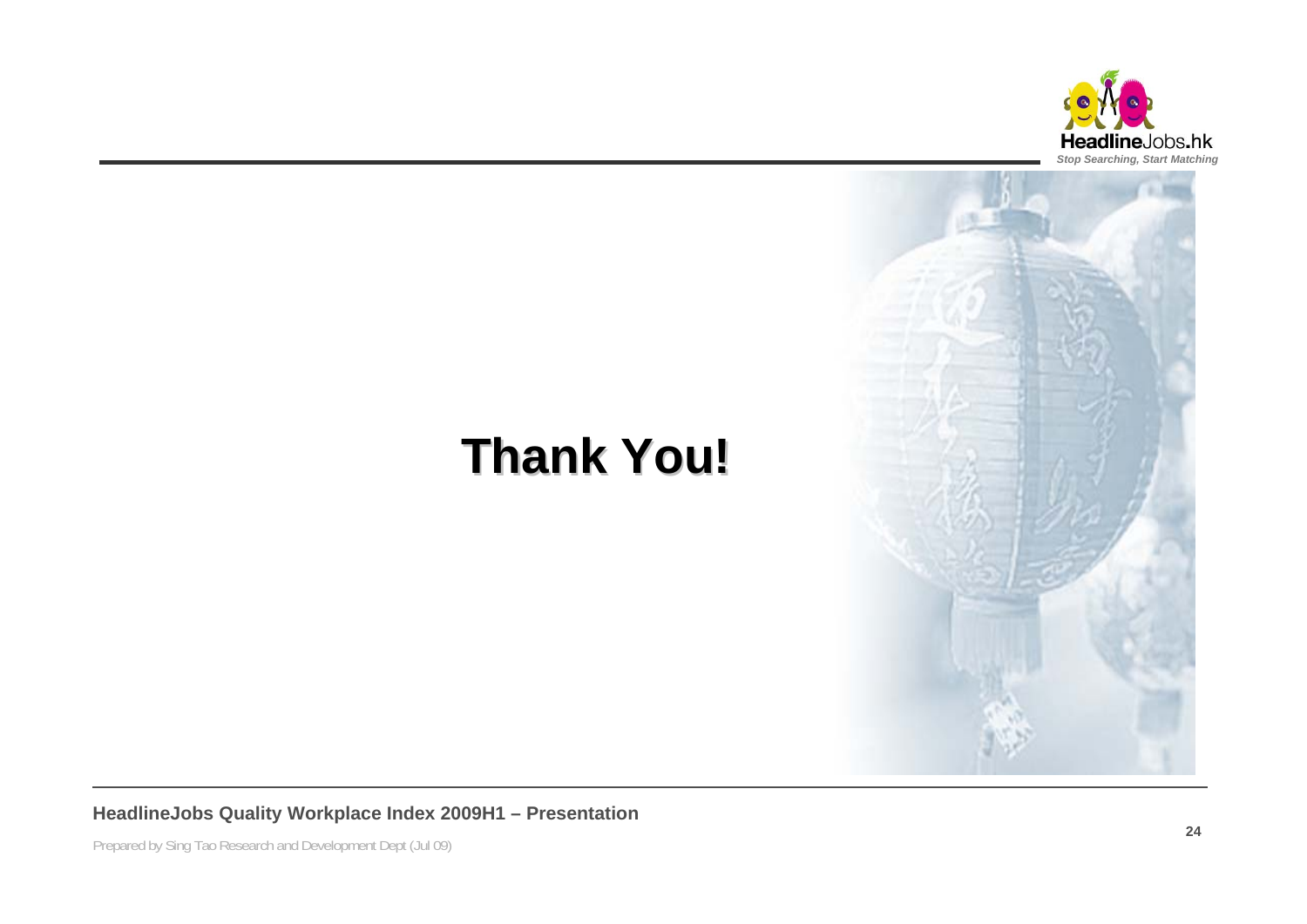# Thank You!